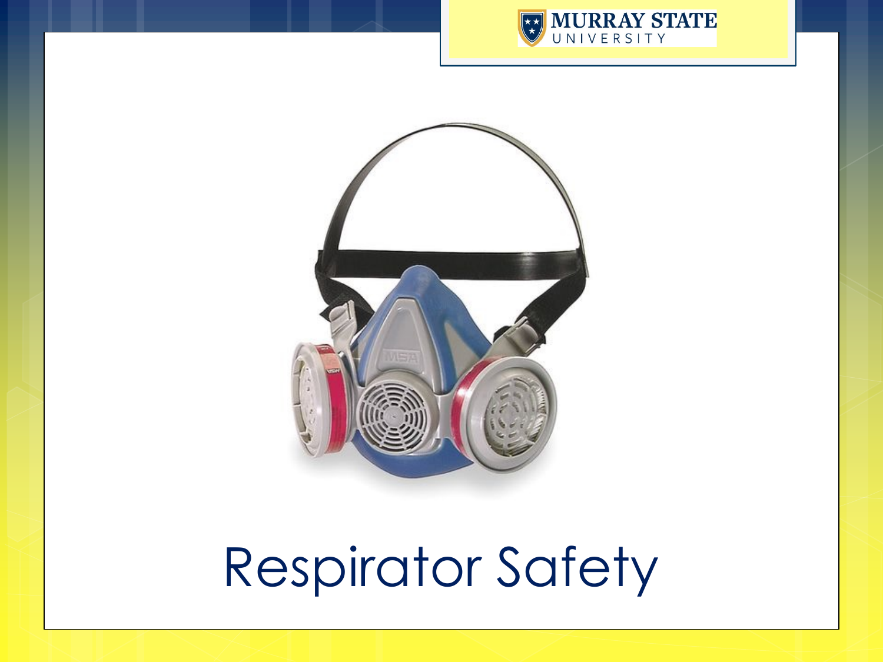# Respirator Safety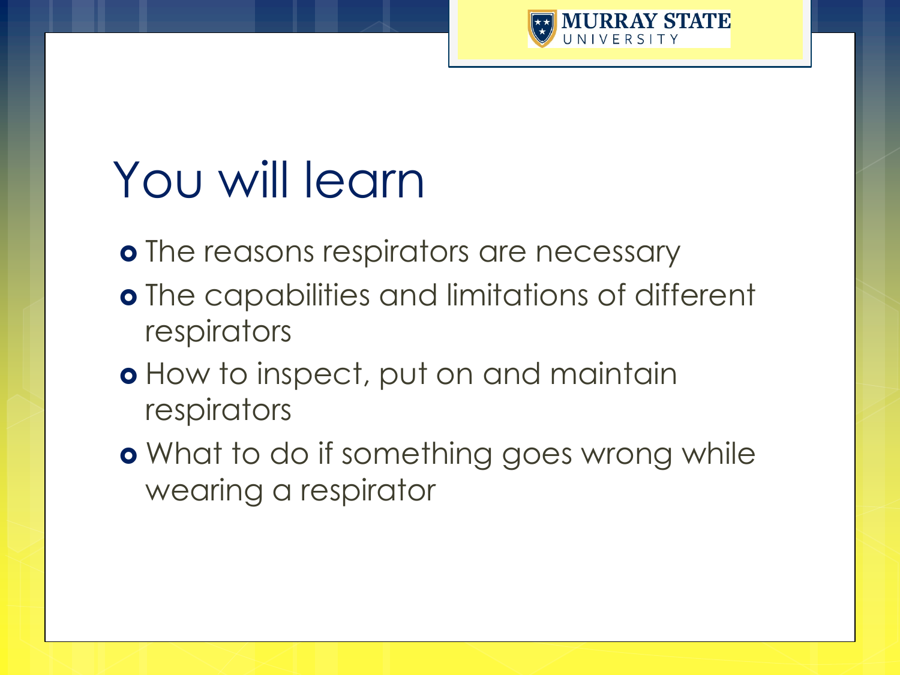# You will learn

- The reasons respirators are necessary
- The capabilities and limitations of different respirators
- How to inspect, put on and maintain respirators
- What to do if something goes wrong while wearing a respirator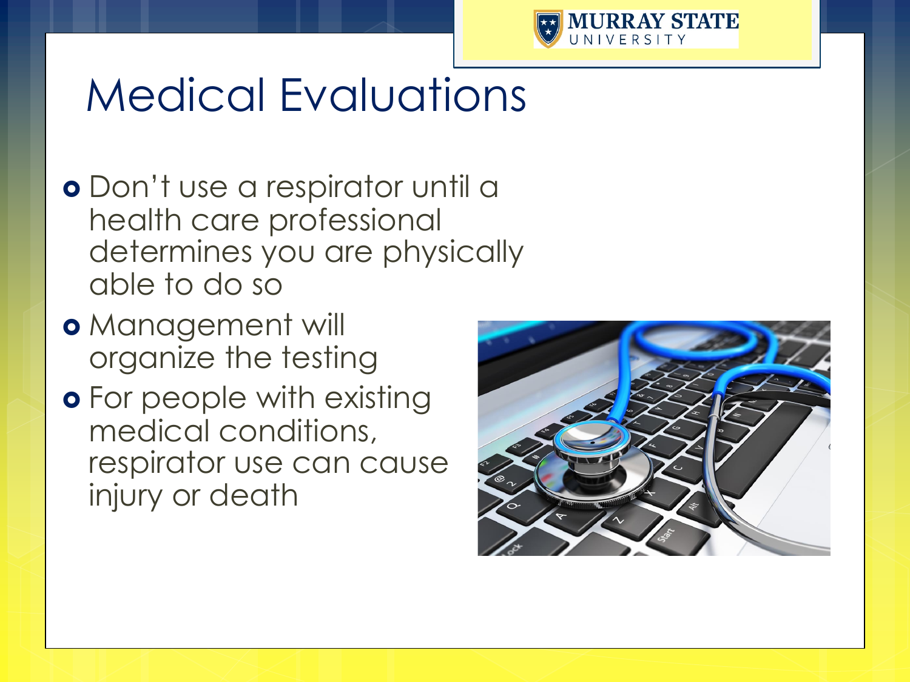# Medical Evaluations

- Don't use a respirator until a health care professional determines you are physically able to do so
- Management will organize the testing
- For people with existing medical conditions, respirator use can cause injury or death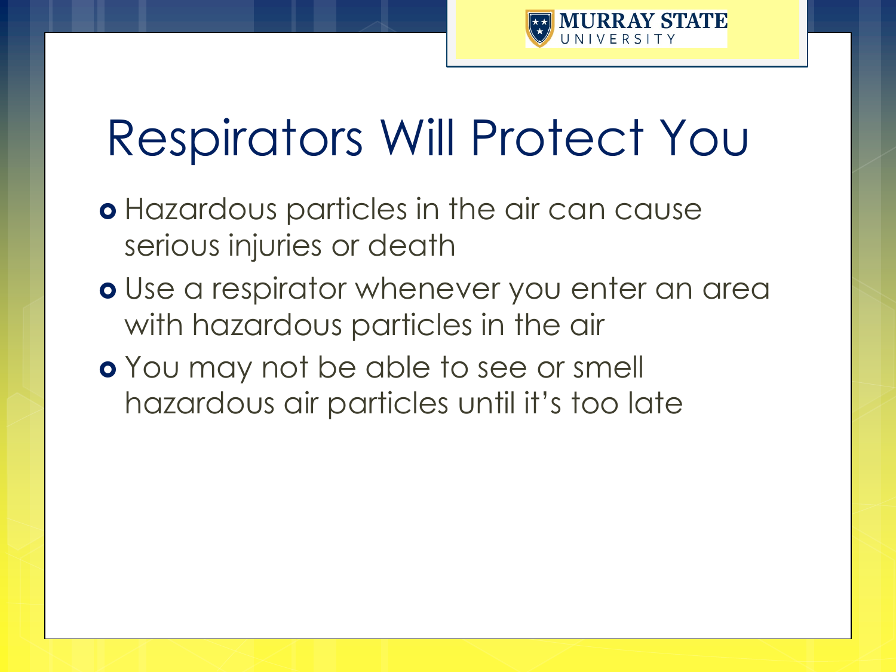# Respirators Will Protect You

- Hazardous particles in the air can cause serious injuries or death
- Use a respirator whenever you enter an area with hazardous particles in the air
- You may not be able to see or smell hazardous air particles until it's too late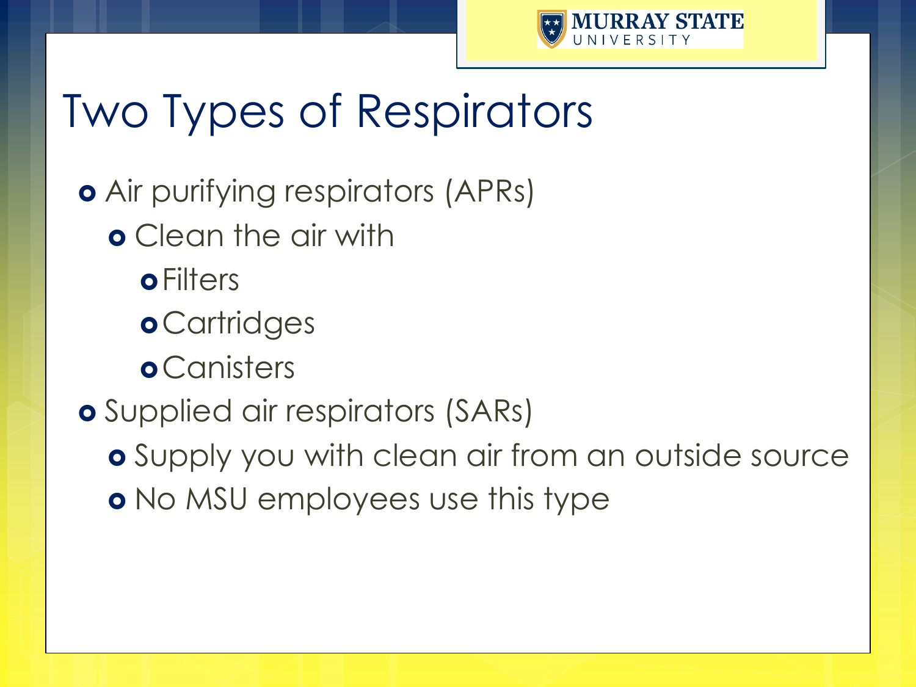# Two Types of Respirators

- Air purifying respirators (APRs)
  - Clean the air with
    - Filters
    - Cartridges
    - Canisters
- Supplied air respirators (SARs)
  - Supply you with clean air from an outside source
  - No MSU employees use this type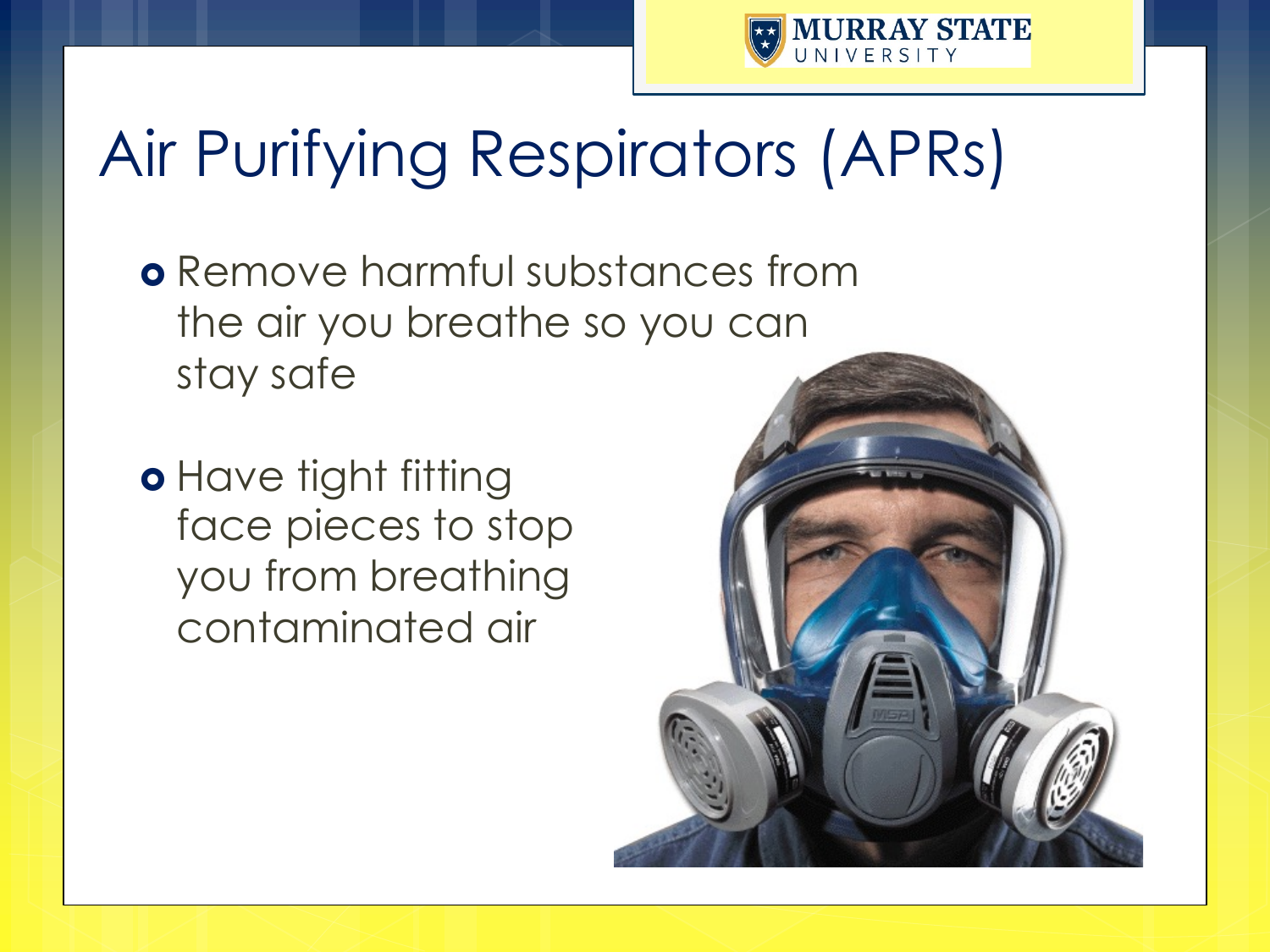# Air Purifying Respirators (APRs)

- Remove harmful substances from the air you breathe so you can stay safe
- Have tight fitting face pieces to stop you from breathing contaminated air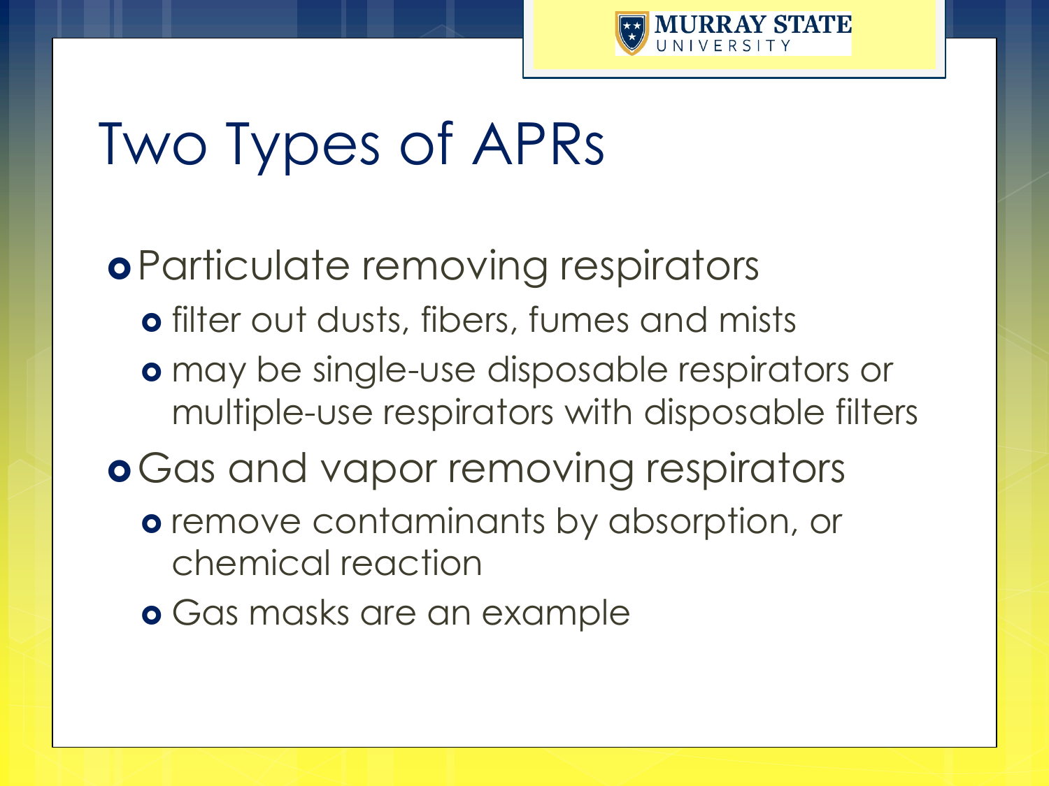# Two Types of APRs

- Particulate removing respirators
  - filter out dusts, fibers, fumes and mists
  - may be single-use disposable respirators or multiple-use respirators with disposable filters
- Gas and vapor removing respirators
  - remove contaminants by absorption, or chemical reaction
  - Gas masks are an example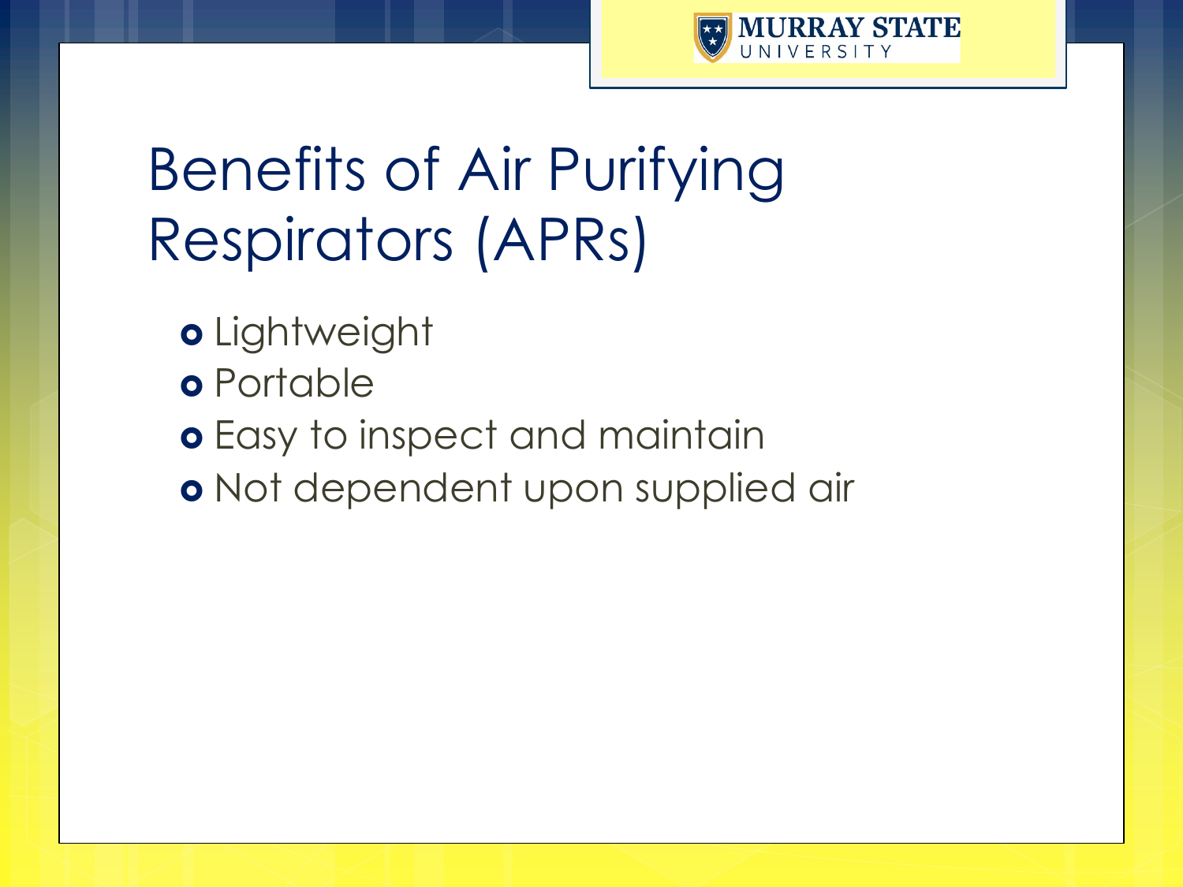# Benefits of Air Purifying Respirators (APRs)

- Lightweight
- Portable
- Easy to inspect and maintain
- Not dependent upon supplied air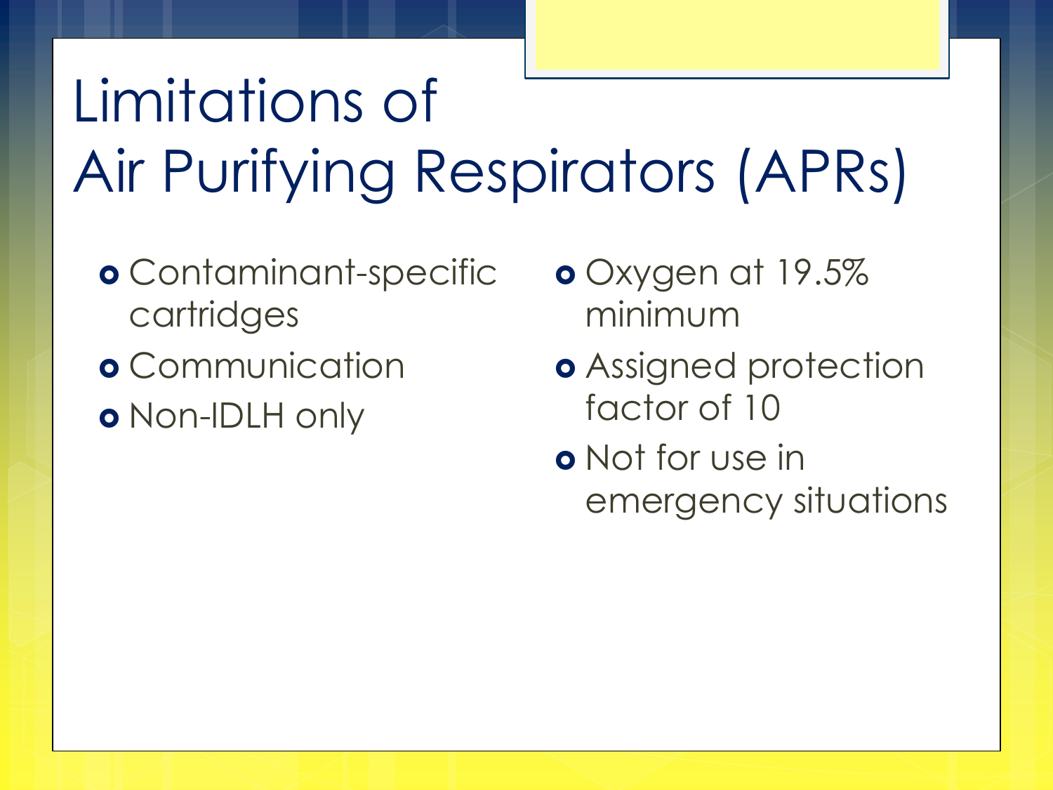# Limitations of Air Purifying Respirators (APRs)

- Contaminant-specific cartridges
- Communication
- Non-IDLH only
- Oxygen at 19.5% minimum
- Assigned protection factor of 10
- Not for use in emergency situations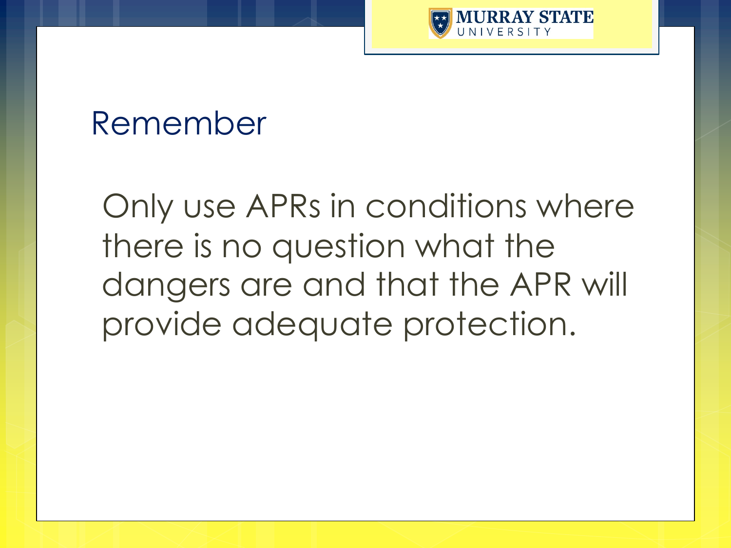# Remember

Only use APRs in conditions where there is no question what the dangers are and that the APR will provide adequate protection.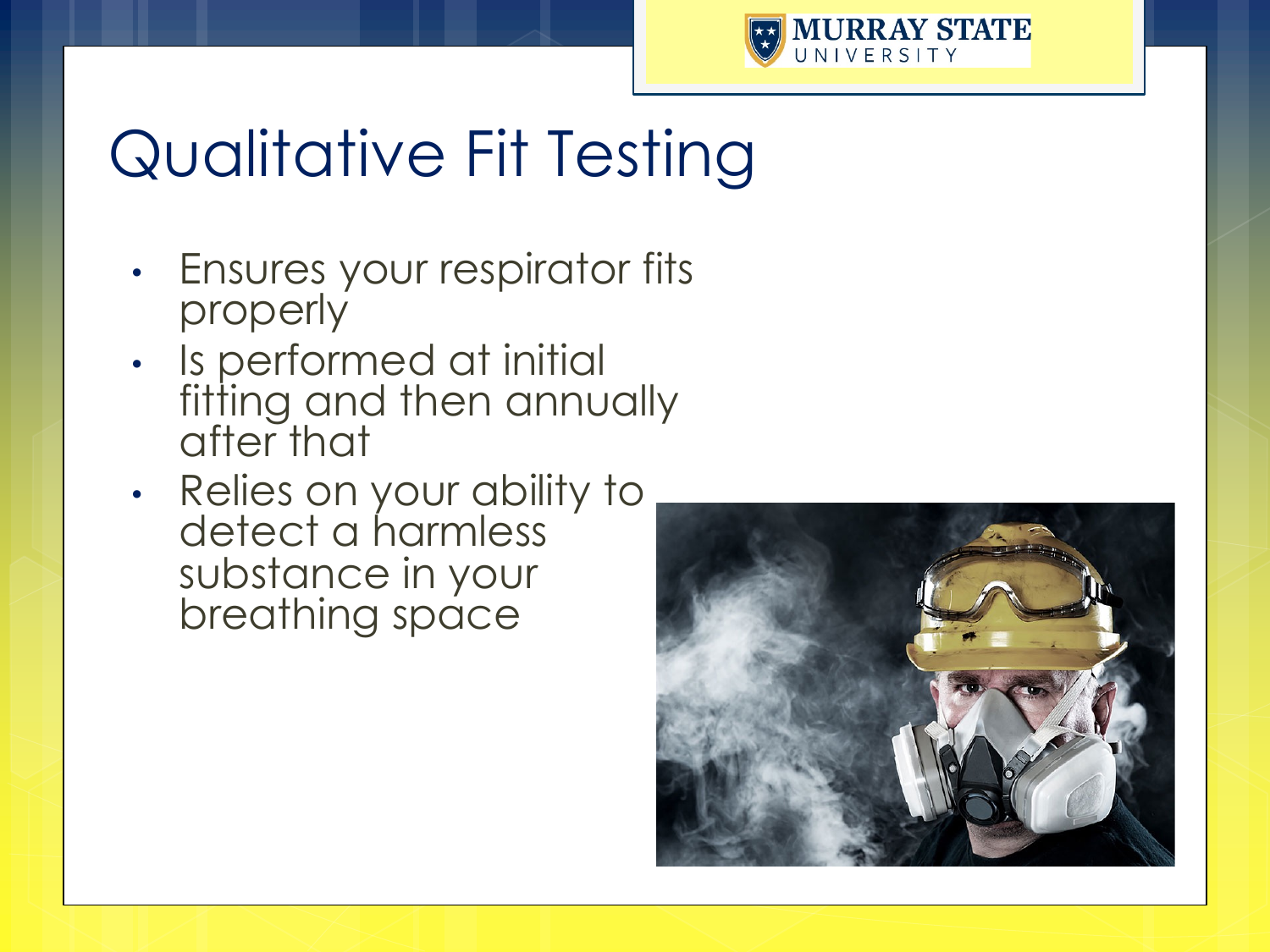# Qualitative Fit Testing

- Ensures your respirator fits properly
- Is performed at initial fitting and then annually after that
- Relies on your ability to detect a harmless substance in your breathing space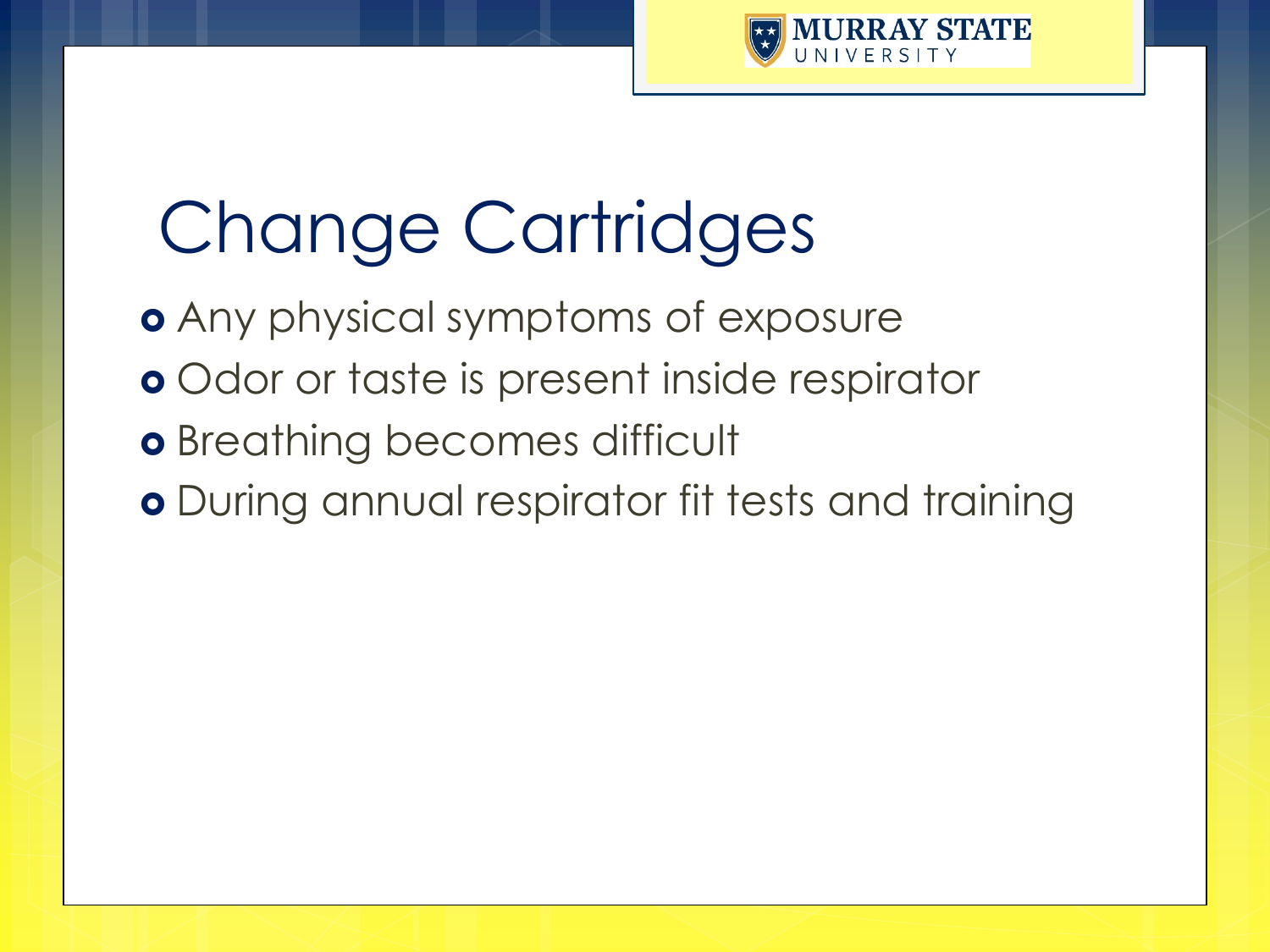# Change Cartridges

- Any physical symptoms of exposure
- Odor or taste is present inside respirator
- Breathing becomes difficult
- During annual respirator fit tests and training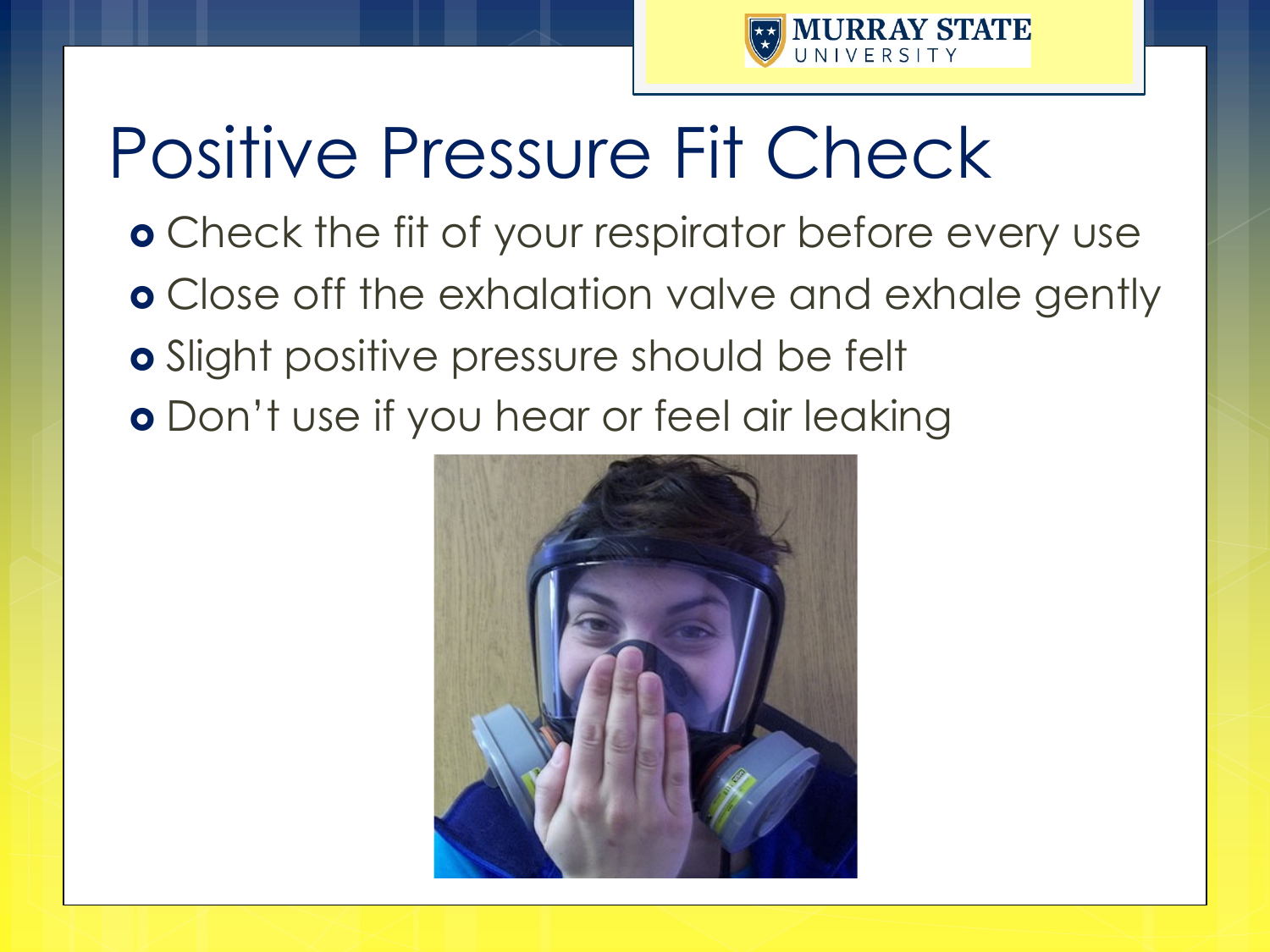# Positive Pressure Fit Check

- Check the fit of your respirator before every use
- Close off the exhalation valve and exhale gently
- Slight positive pressure should be felt
- Don't use if you hear or feel air leaking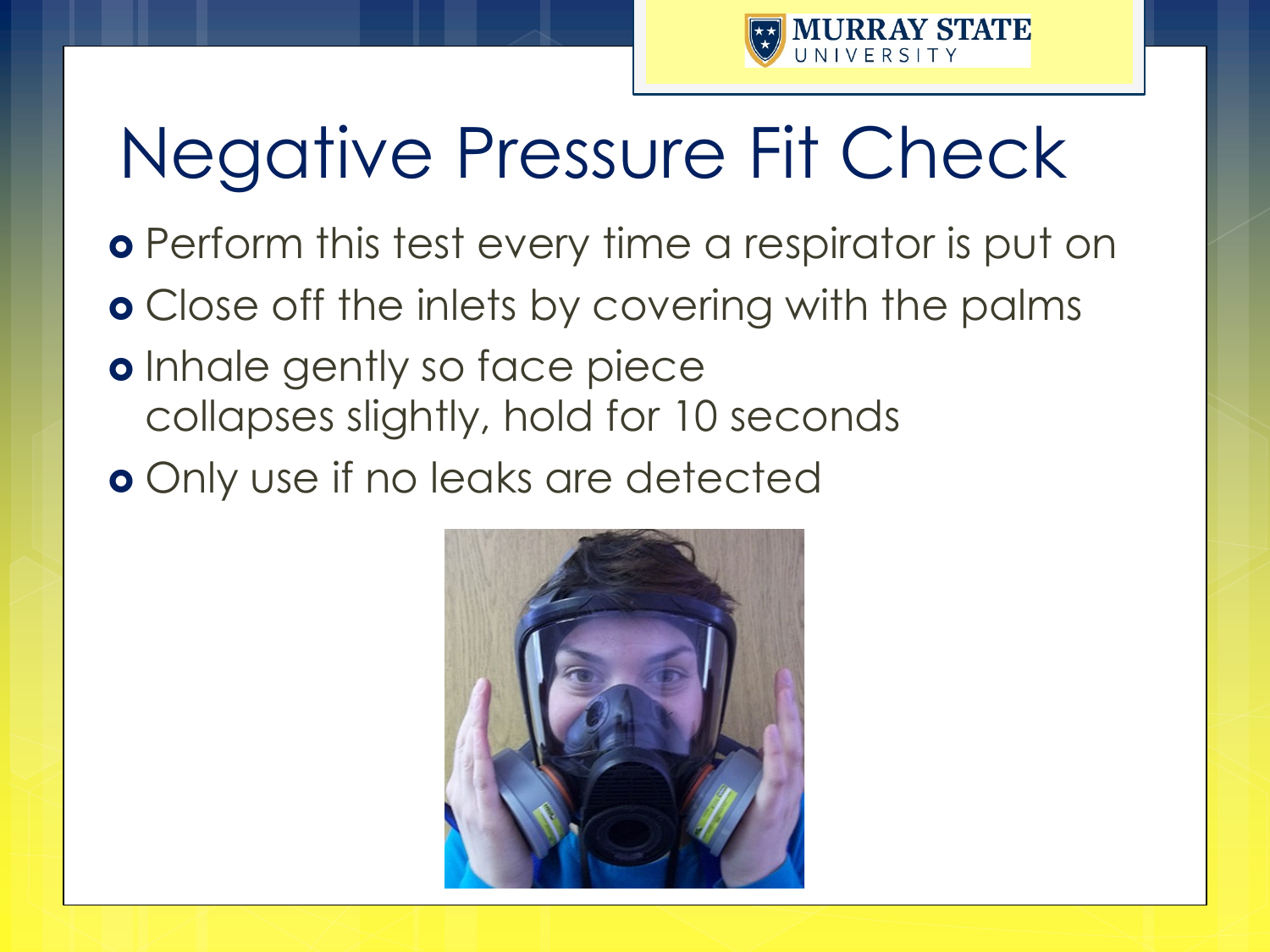# Negative Pressure Fit Check

- Perform this test every time a respirator is put on
- Close off the inlets by covering with the palms
- Inhale gently so face piece collapses slightly, hold for 10 seconds
- Only use if no leaks are detected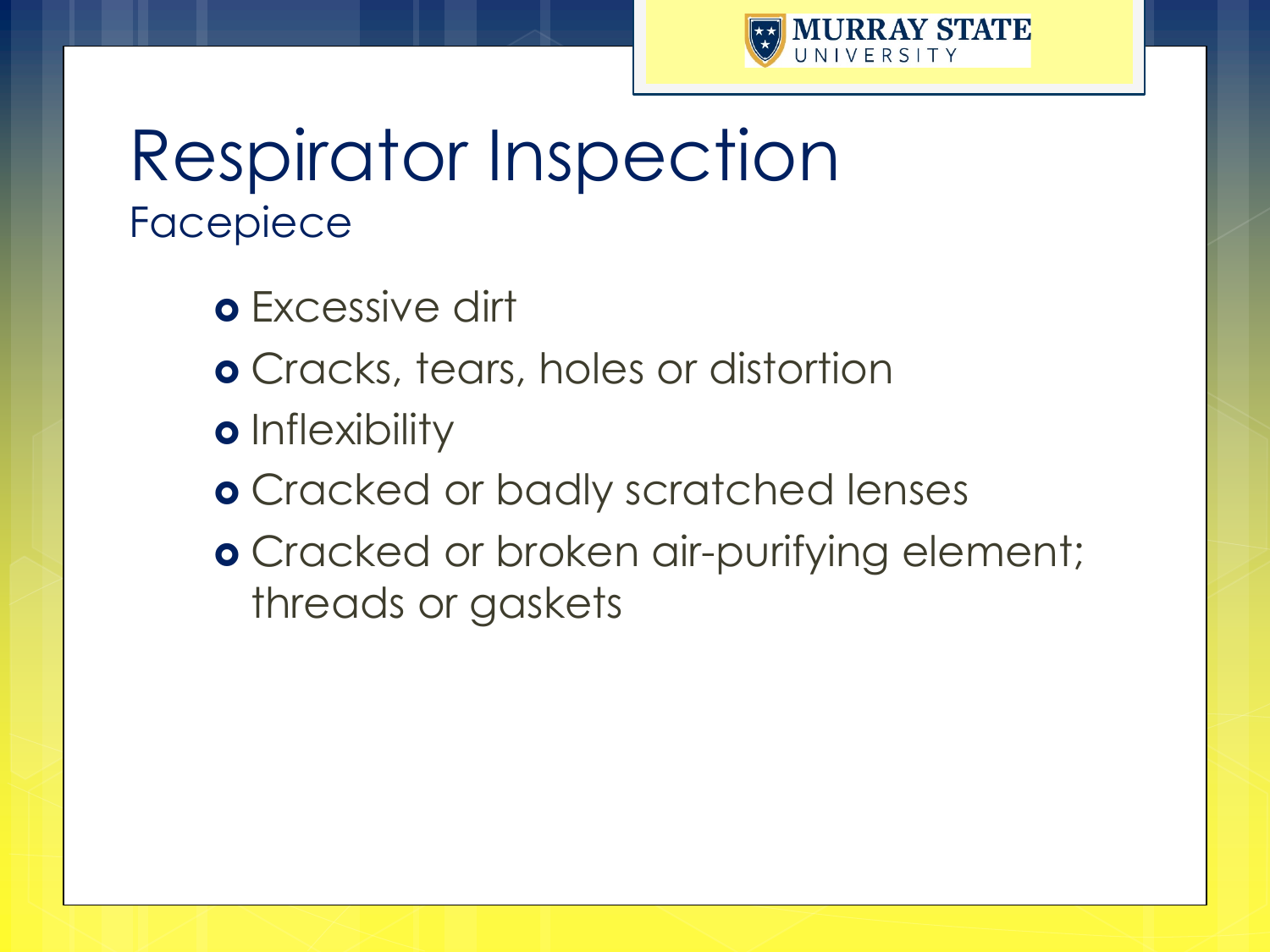# Respiratory Inspection

## Facepiece

- Excessive dirt
- Cracks, tears, holes or distortion
- Inflexibility
- Cracked or badly scratched lenses
- Cracked or broken air-purifying element; threads or gaskets

# Respirator Inspection

## Facepiece

- Excessive dirt
- Cracks, tears, holes or distortion
- Inflexibility
- Cracked or badly scratched lenses
- Cracked or broken air-purifying element; threads or gaskets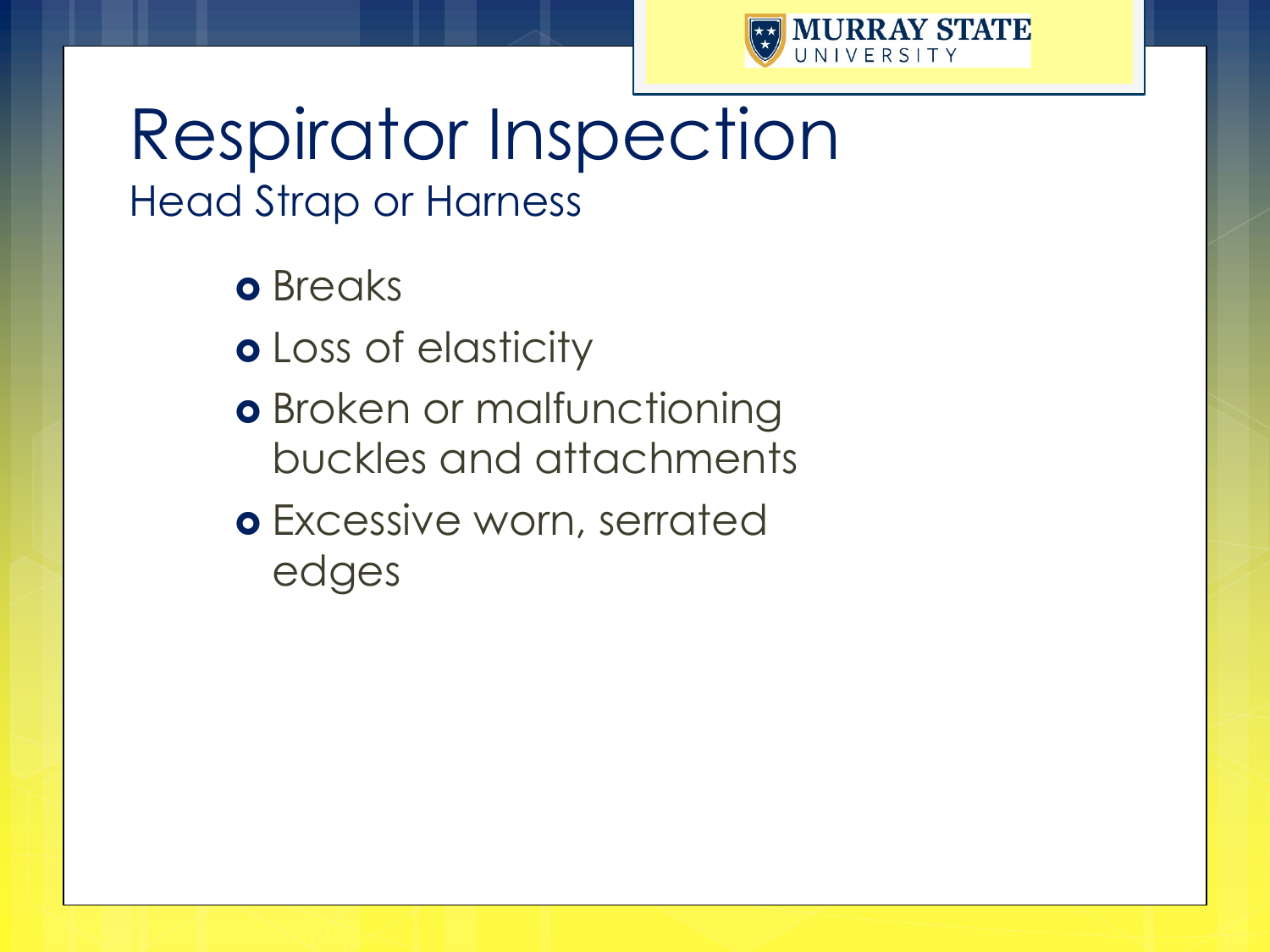# Respirator Inspection

## Head Strap or Harness

- Breaks
- Loss of elasticity
- Broken or malfunctioning buckles and attachments
- Excessive worn, serrated edges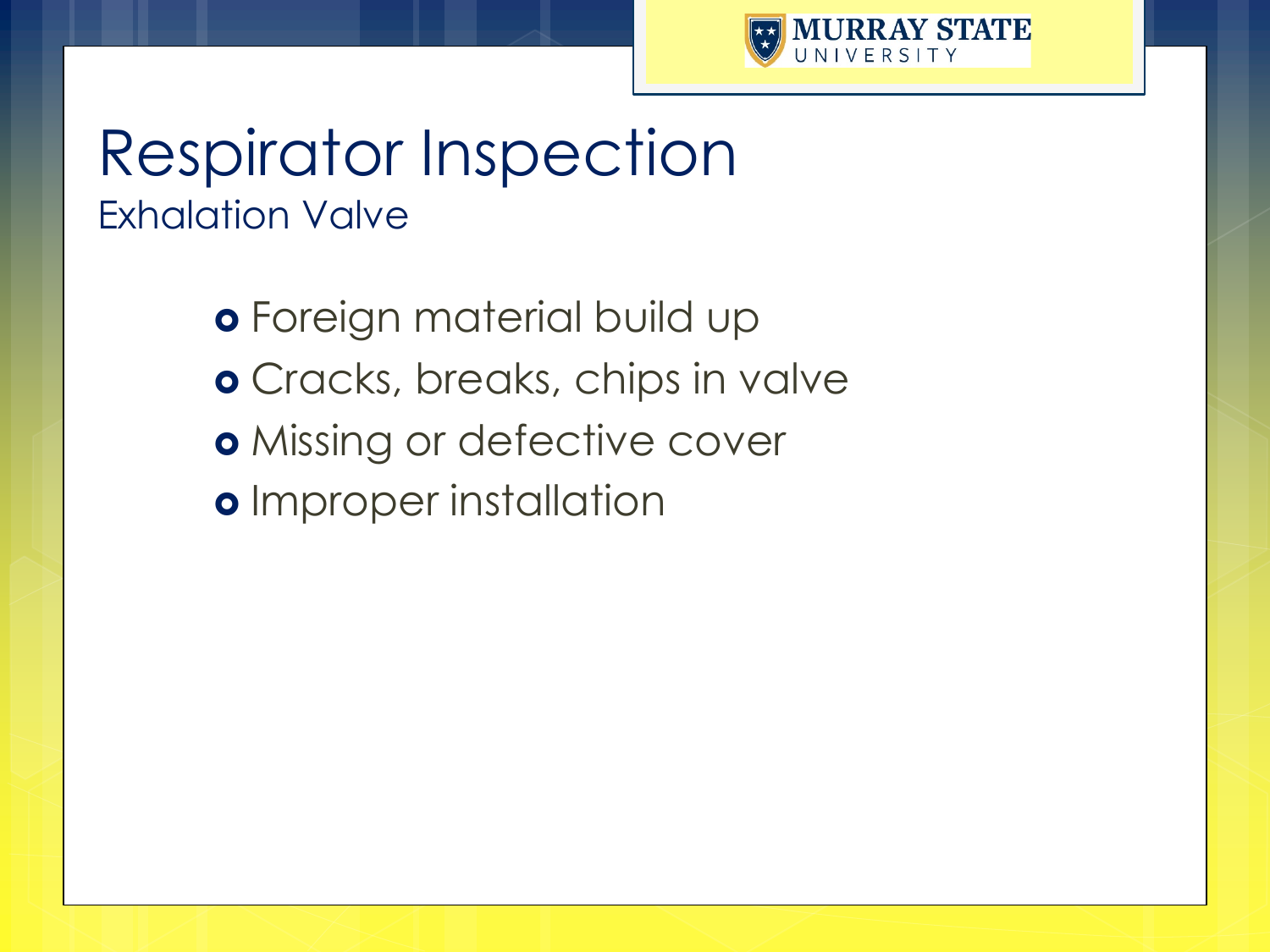# Respirator Inspection

## Exhalation Valve

- Foreign material build up
- Cracks, breaks, chips in valve
- Missing or defective cover
- Improper installation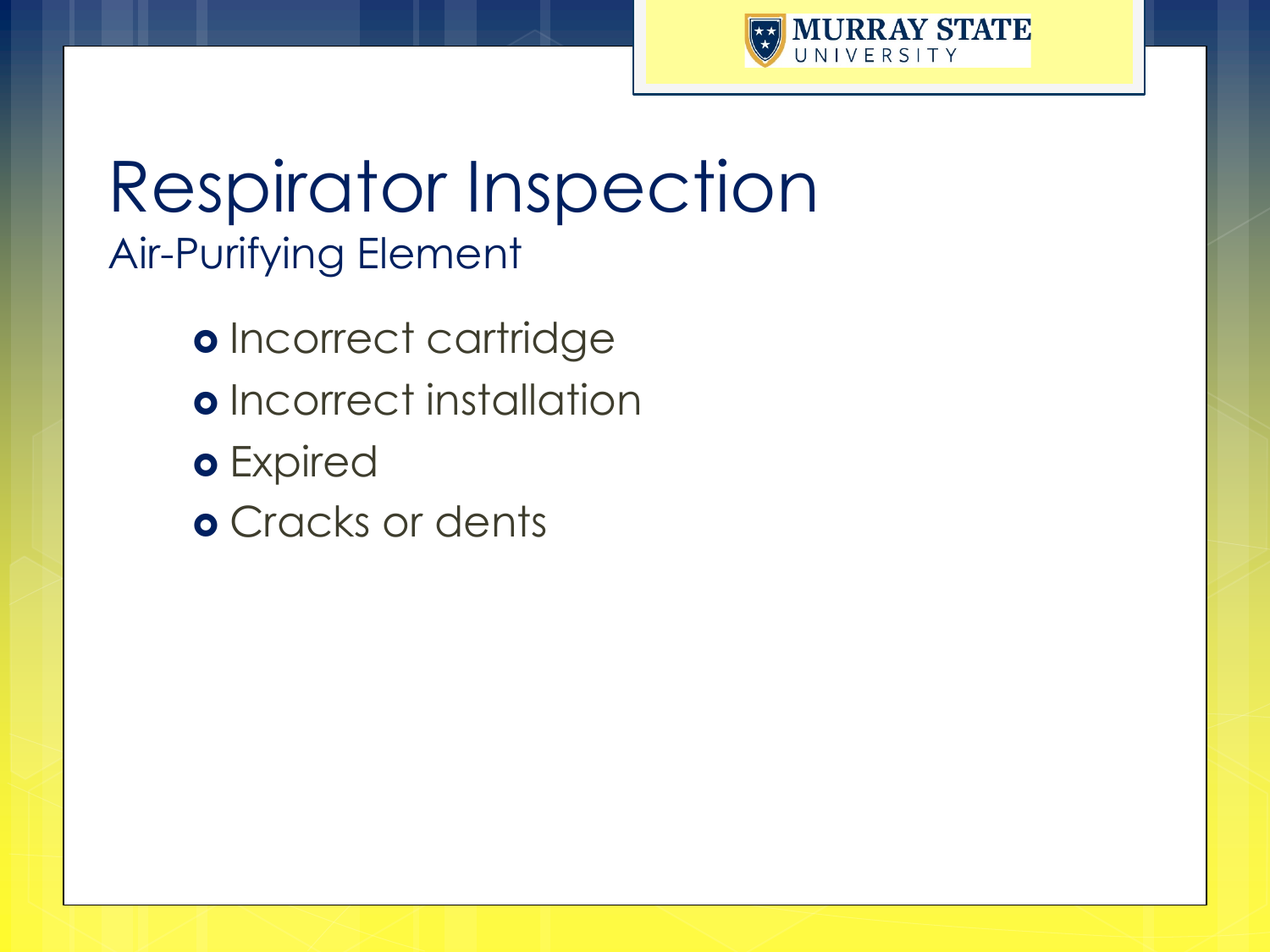# Respirator Inspection

## Air-Purifying Element

- Incorrect cartridge
- Incorrect installation
- Expired
- Cracks or dents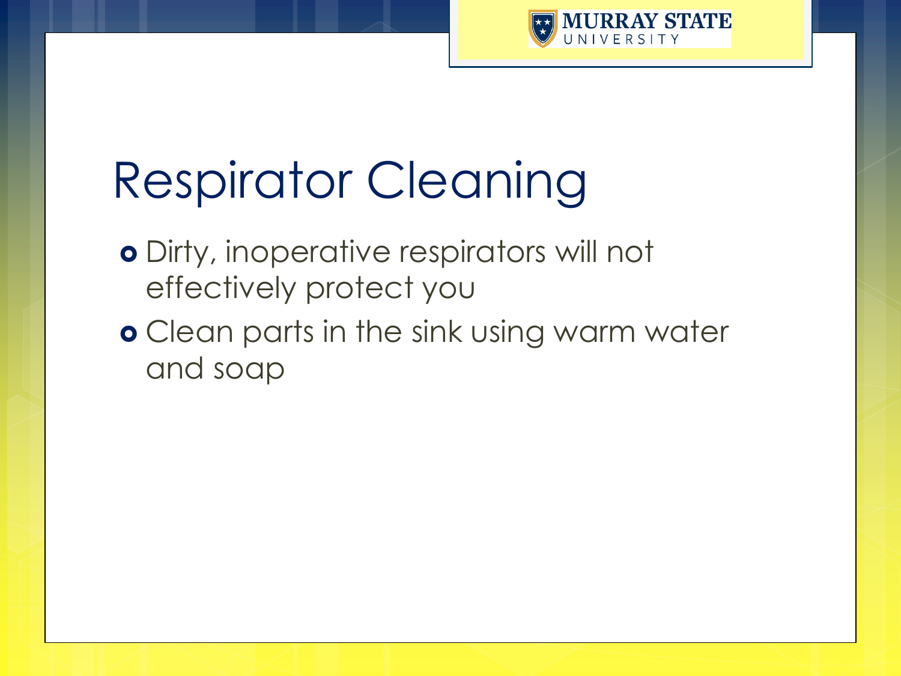# Respirator Cleaning

- Dirty, inoperative respirators will not effectively protect you
- Clean parts in the sink using warm water and soap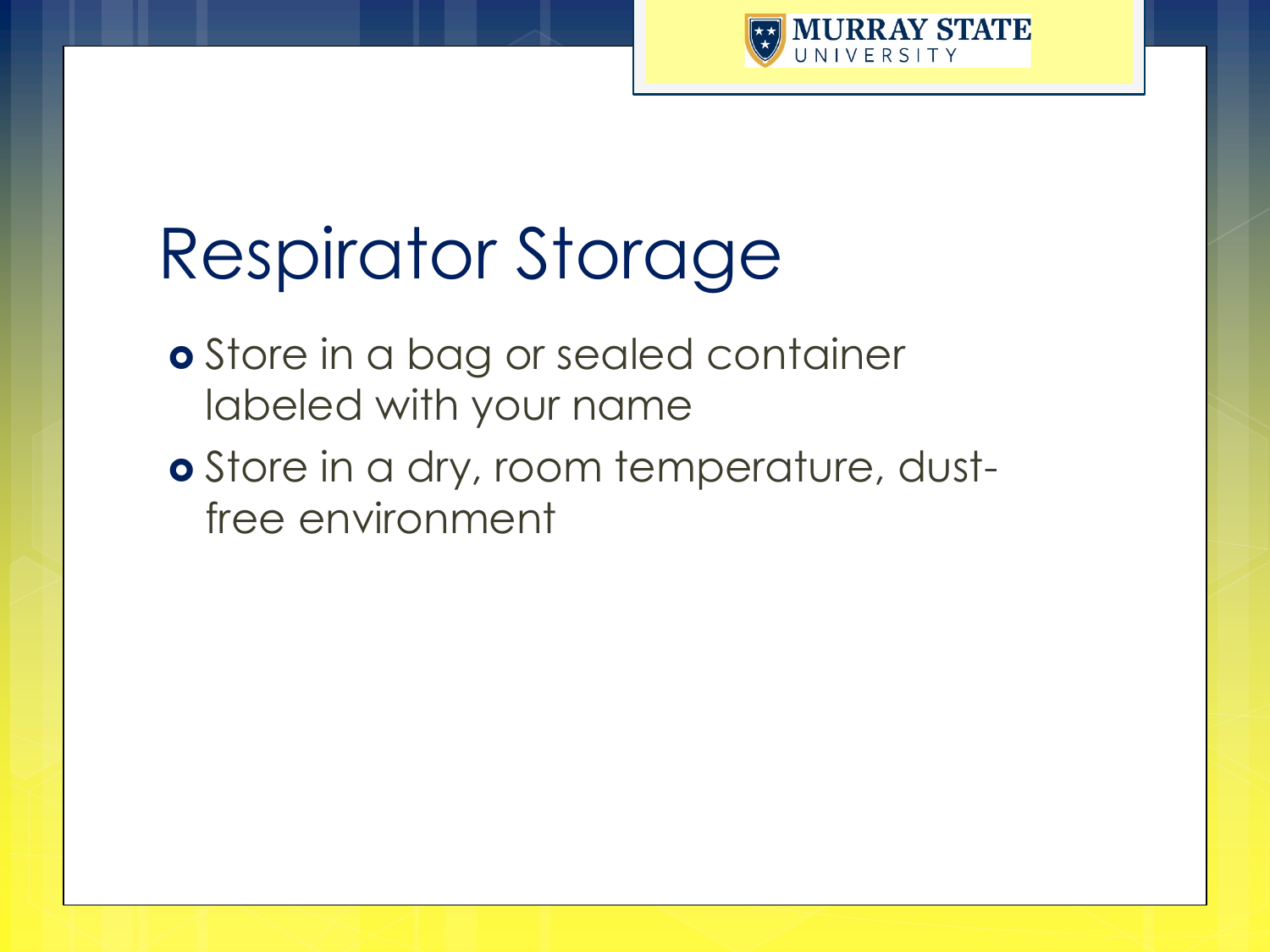# Respirator Storage

- Store in a bag or sealed container labeled with your name
- Store in a dry, room temperature, dust-free environment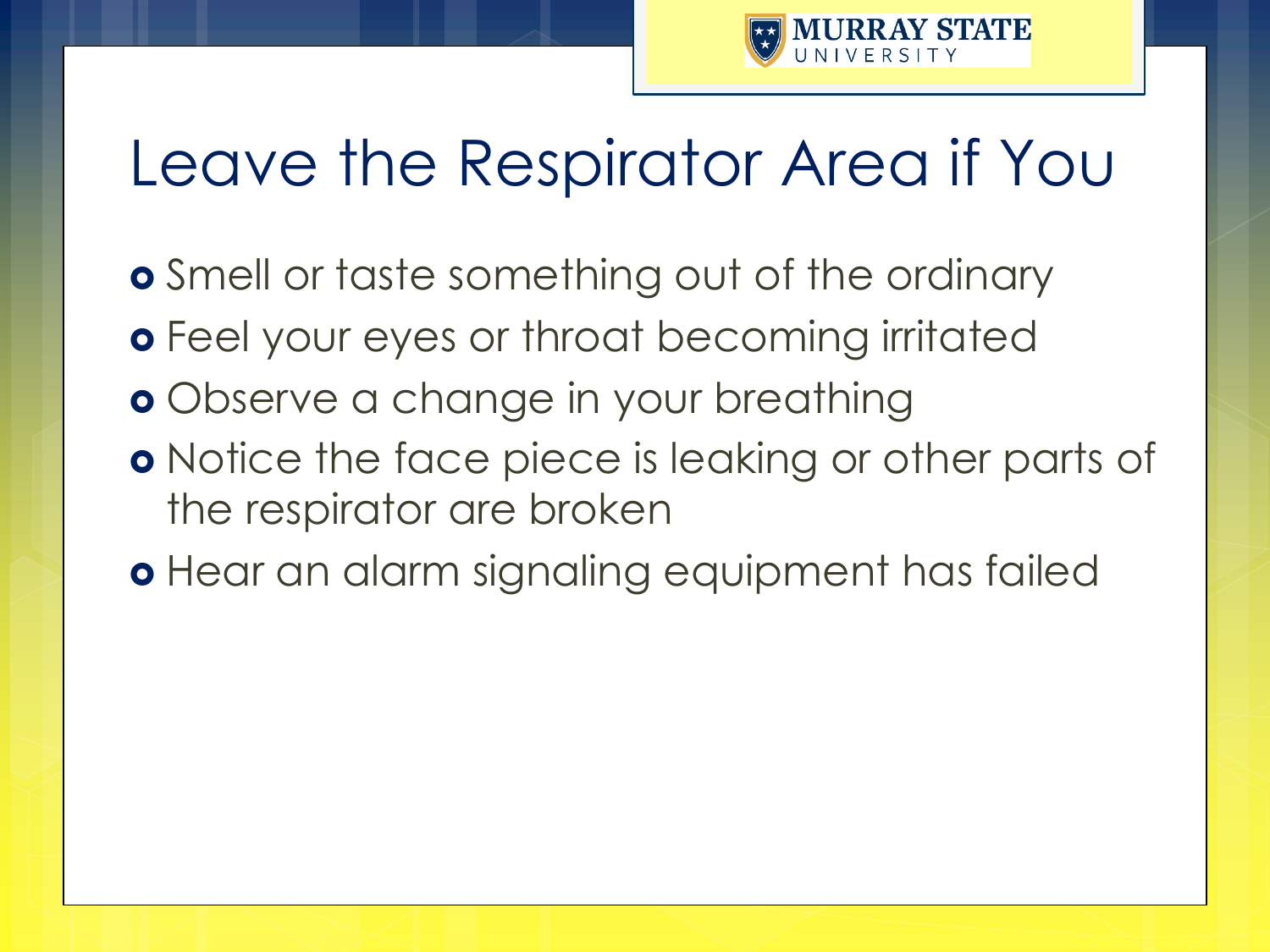# Leave the Respirator Area if You

- Smell or taste something out of the ordinary
- Feel your eyes or throat becoming irritated
- Observe a change in your breathing
- Notice the face piece is leaking or other parts of the respirator are broken
- Hear an alarm signaling equipment has failed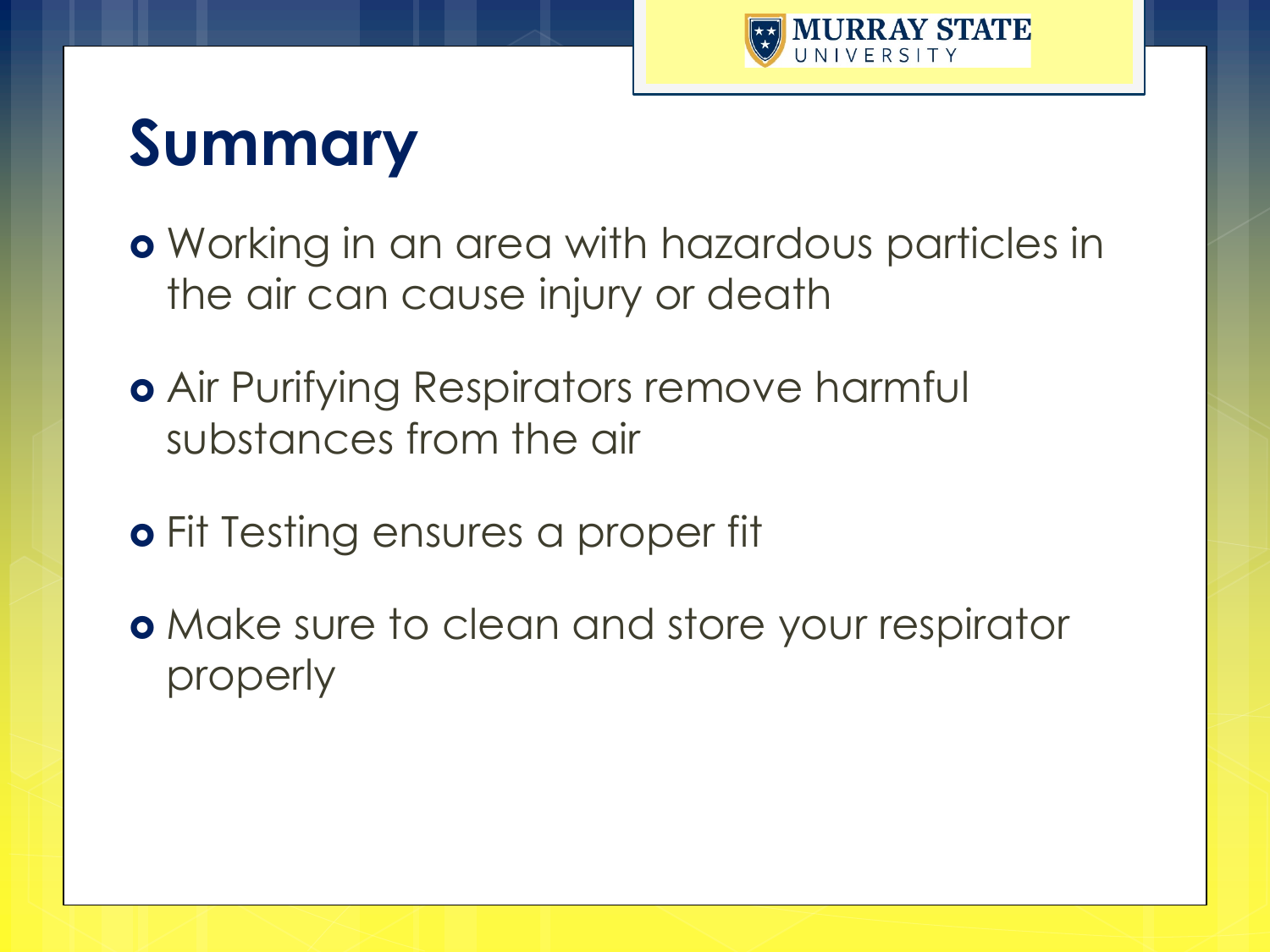# Summary

- Working in an area with hazardous particles in the air can cause injury or death
- Air Purifying Respirators remove harmful substances from the air
- Fit Testing ensures a proper fit
- Make sure to clean and store your respirator properly